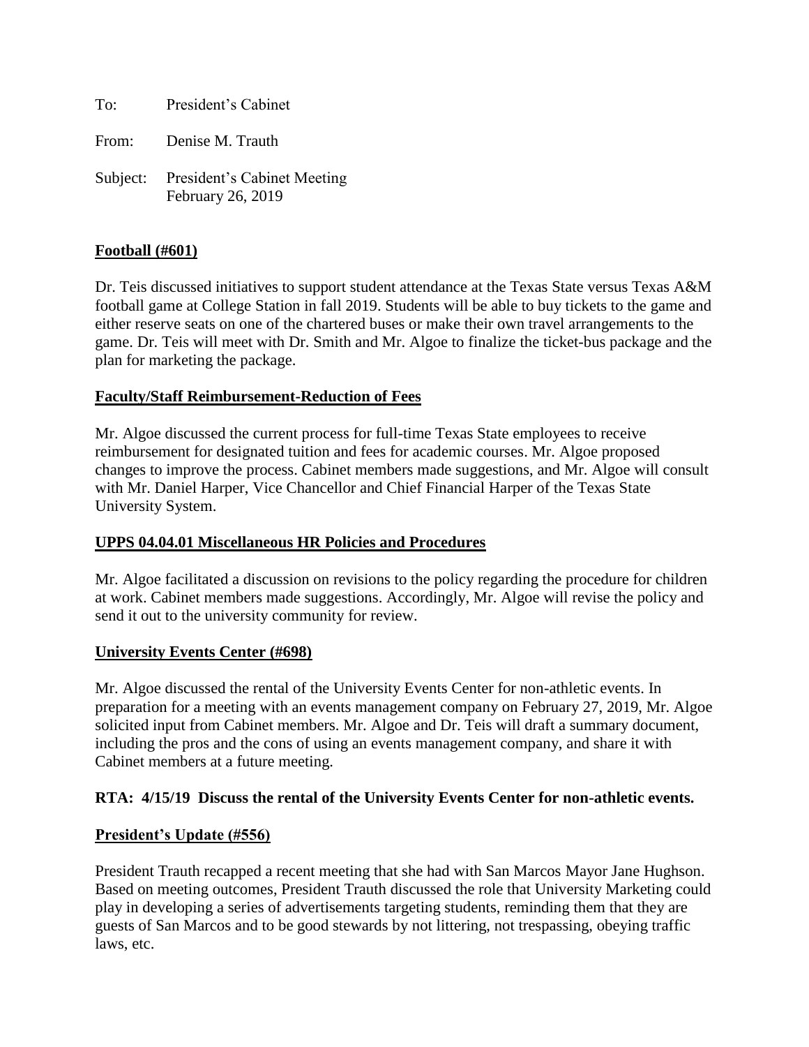To: President's Cabinet

From: Denise M. Trauth

Subject: President's Cabinet Meeting
February 26, 2019

**Football (#601)**

Dr. Teis discussed initiatives to support student attendance at the Texas State versus Texas A&M football game at College Station in fall 2019. Students will be able to buy tickets to the game and either reserve seats on one of the chartered buses or make their own travel arrangements to the game. Dr. Teis will meet with Dr. Smith and Mr. Algoe to finalize the ticket-bus package and the plan for marketing the package.

**Faculty/Staff Reimbursement-Reduction of Fees**

Mr. Algoe discussed the current process for full-time Texas State employees to receive reimbursement for designated tuition and fees for academic courses. Mr. Algoe proposed changes to improve the process. Cabinet members made suggestions, and Mr. Algoe will consult with Mr. Daniel Harper, Vice Chancellor and Chief Financial Harper of the Texas State University System.

**UPPS 04.04.01 Miscellaneous HR Policies and Procedures**

Mr. Algoe facilitated a discussion on revisions to the policy regarding the procedure for children at work. Cabinet members made suggestions. Accordingly, Mr. Algoe will revise the policy and send it out to the university community for review.

**University Events Center (#698)**

Mr. Algoe discussed the rental of the University Events Center for non-athletic events. In preparation for a meeting with an events management company on February 27, 2019, Mr. Algoe solicited input from Cabinet members. Mr. Algoe and Dr. Teis will draft a summary document, including the pros and the cons of using an events management company, and share it with Cabinet members at a future meeting.

**RTA: 4/15/19 Discuss the rental of the University Events Center for non-athletic events.**

**President's Update (#556)**

President Trauth recapped a recent meeting that she had with San Marcos Mayor Jane Hughson. Based on meeting outcomes, President Trauth discussed the role that University Marketing could play in developing a series of advertisements targeting students, reminding them that they are guests of San Marcos and to be good stewards by not littering, not trespassing, obeying traffic laws, etc.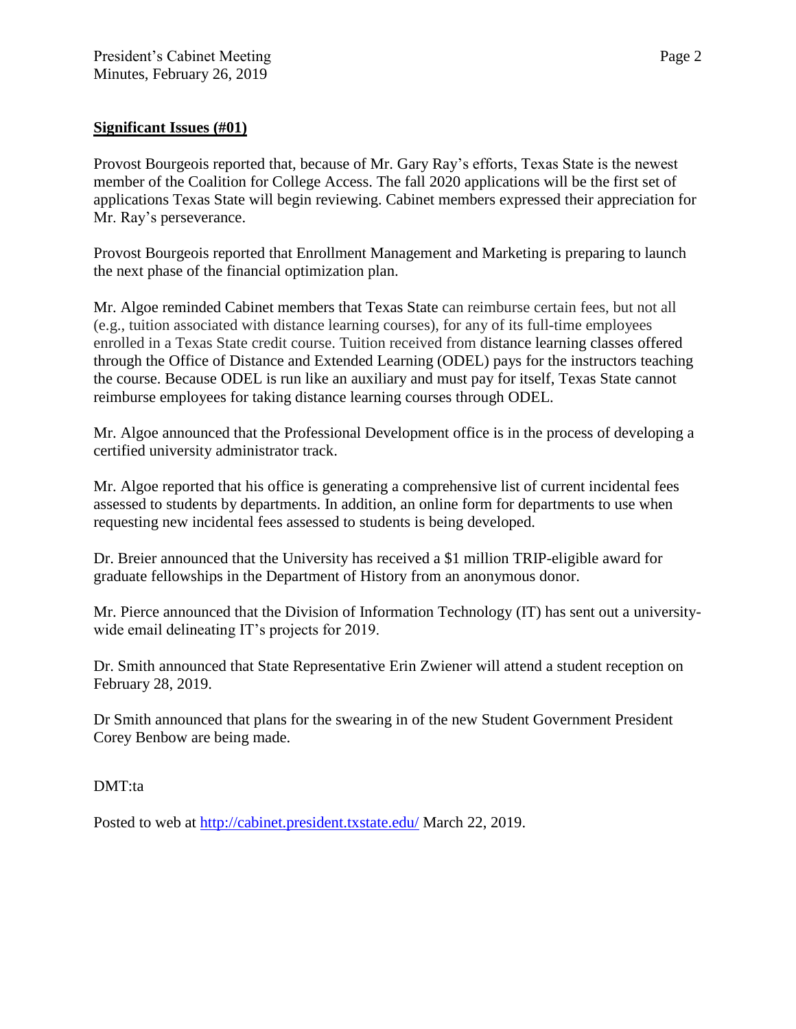**Significant Issues (#01)**

Provost Bourgeois reported that, because of Mr. Gary Ray's efforts, Texas State is the newest member of the Coalition for College Access. The fall 2020 applications will be the first set of applications Texas State will begin reviewing. Cabinet members expressed their appreciation for Mr. Ray's perseverance.

Provost Bourgeois reported that Enrollment Management and Marketing is preparing to launch the next phase of the financial optimization plan.

Mr. Algoe reminded Cabinet members that Texas State can reimburse certain fees, but not all (e.g., tuition associated with distance learning courses), for any of its full-time employees enrolled in a Texas State credit course. Tuition received from distance learning classes offered through the Office of Distance and Extended Learning (ODEL) pays for the instructors teaching the course. Because ODEL is run like an auxiliary and must pay for itself, Texas State cannot reimburse employees for taking distance learning courses through ODEL.

Mr. Algoe announced that the Professional Development office is in the process of developing a certified university administrator track.

Mr. Algoe reported that his office is generating a comprehensive list of current incidental fees assessed to students by departments. In addition, an online form for departments to use when requesting new incidental fees assessed to students is being developed.

Dr. Breier announced that the University has received a $1 million TRIP-eligible award for graduate fellowships in the Department of History from an anonymous donor.

Mr. Pierce announced that the Division of Information Technology (IT) has sent out a university-wide email delineating IT's projects for 2019.

Dr. Smith announced that State Representative Erin Zwiener will attend a student reception on February 28, 2019.

Dr Smith announced that plans for the swearing in of the new Student Government President Corey Benbow are being made.

DMT:ta

Posted to web at http://cabinet.president.txstate.edu/ March 22, 2019.